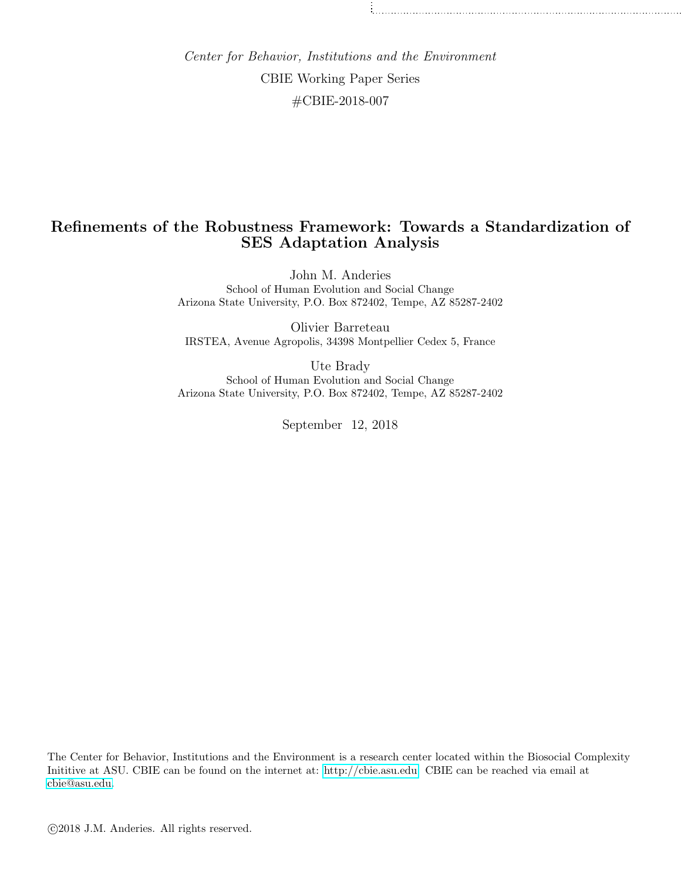*Center for Behavior, Institutions and the Environment*

CBIE Working Paper Series

#CBIE-2018-007

# Refinements of the Robustness Framework: Towards a Standardization of SES Adaptation Analysis

John M. Anderies
School of Human Evolution and Social Change
Arizona State University, P.O. Box 872402, Tempe, AZ 85287-2402

Olivier Barreteau
IRSTEA, Avenue Agropolis, 34398 Montpellier Cedex 5, France

Ute Brady
School of Human Evolution and Social Change
Arizona State University, P.O. Box 872402, Tempe, AZ 85287-2402

September 12, 2018

The Center for Behavior, Institutions and the Environment is a research center located within the Biosocial Complexity Inititive at ASU. CBIE can be found on the internet at: http://cbie.asu.edu. CBIE can be reached via email at cbie@asu.edu.

©2018 J.M. Anderies. All rights reserved.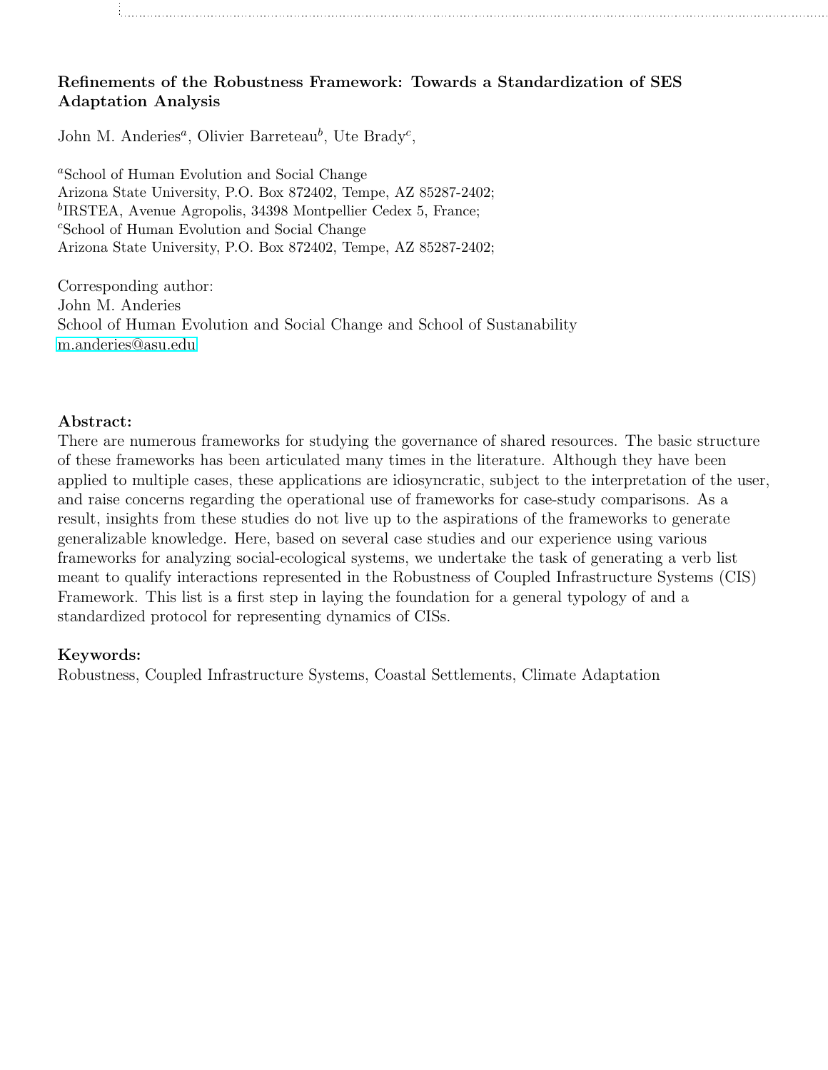**Refinements of the Robustness Framework: Towards a Standardization of SES Adaptation Analysis**

John M. Anderies[a], Olivier Barreteau[b], Ute Brady[c],

[a]School of Human Evolution and Social Change
Arizona State University, P.O. Box 872402, Tempe, AZ 85287-2402;
[b]IRSTEA, Avenue Agropolis, 34398 Montpellier Cedex 5, France;
[c]School of Human Evolution and Social Change
Arizona State University, P.O. Box 872402, Tempe, AZ 85287-2402;

Corresponding author:
John M. Anderies
School of Human Evolution and Social Change and School of Sustanability
m.anderies@asu.edu

**Abstract:**
There are numerous frameworks for studying the governance of shared resources. The basic structure of these frameworks has been articulated many times in the literature. Although they have been applied to multiple cases, these applications are idiosyncratic, subject to the interpretation of the user, and raise concerns regarding the operational use of frameworks for case-study comparisons. As a result, insights from these studies do not live up to the aspirations of the frameworks to generate generalizable knowledge. Here, based on several case studies and our experience using various frameworks for analyzing social-ecological systems, we undertake the task of generating a verb list meant to qualify interactions represented in the Robustness of Coupled Infrastructure Systems (CIS) Framework. This list is a first step in laying the foundation for a general typology of and a standardized protocol for representing dynamics of CISs.

**Keywords:**
Robustness, Coupled Infrastructure Systems, Coastal Settlements, Climate Adaptation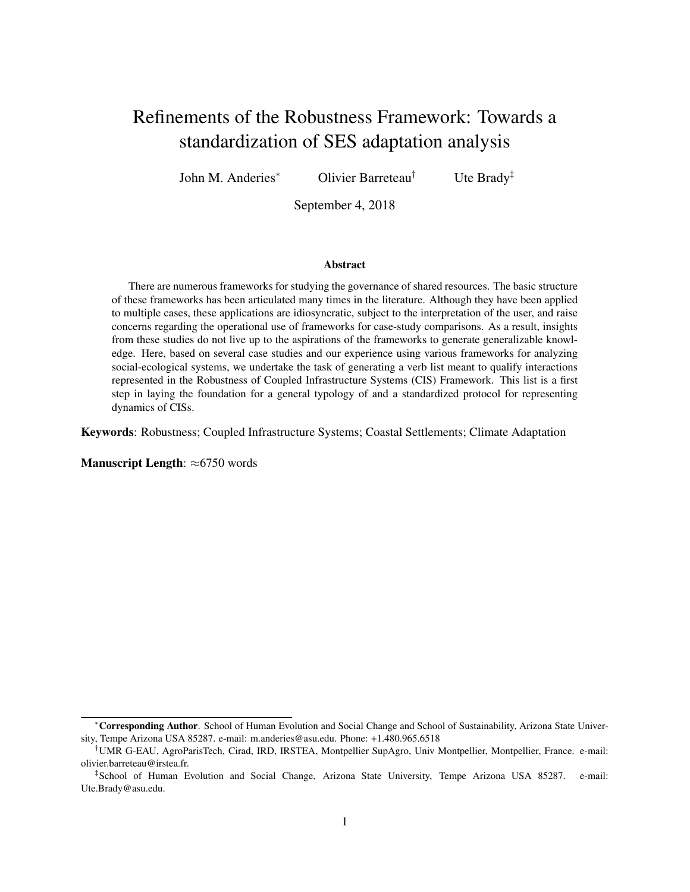# Refinements of the Robustness Framework: Towards a standardization of SES adaptation analysis

John M. Anderies[*] Olivier Barreteau[†] Ute Brady[‡]

September 4, 2018

### Abstract

There are numerous frameworks for studying the governance of shared resources. The basic structure of these frameworks has been articulated many times in the literature. Although they have been applied to multiple cases, these applications are idiosyncratic, subject to the interpretation of the user, and raise concerns regarding the operational use of frameworks for case-study comparisons. As a result, insights from these studies do not live up to the aspirations of the frameworks to generate generalizable knowledge. Here, based on several case studies and our experience using various frameworks for analyzing social-ecological systems, we undertake the task of generating a verb list meant to qualify interactions represented in the Robustness of Coupled Infrastructure Systems (CIS) Framework. This list is a first step in laying the foundation for a general typology of and a standardized protocol for representing dynamics of CISs.

**Keywords**: Robustness; Coupled Infrastructure Systems; Coastal Settlements; Climate Adaptation

**Manuscript Length**: ≈6750 words

---

[*] **Corresponding Author**. School of Human Evolution and Social Change and School of Sustainability, Arizona State University, Tempe Arizona USA 85287. e-mail: m.anderies@asu.edu. Phone: +1.480.965.6518

[†] UMR G-EAU, AgroParisTech, Cirad, IRD, IRSTEA, Montpellier SupAgro, Univ Montpellier, Montpellier, France. e-mail: olivier.barreteau@irstea.fr.

[‡] School of Human Evolution and Social Change, Arizona State University, Tempe Arizona USA 85287. e-mail: Ute.Brady@asu.edu.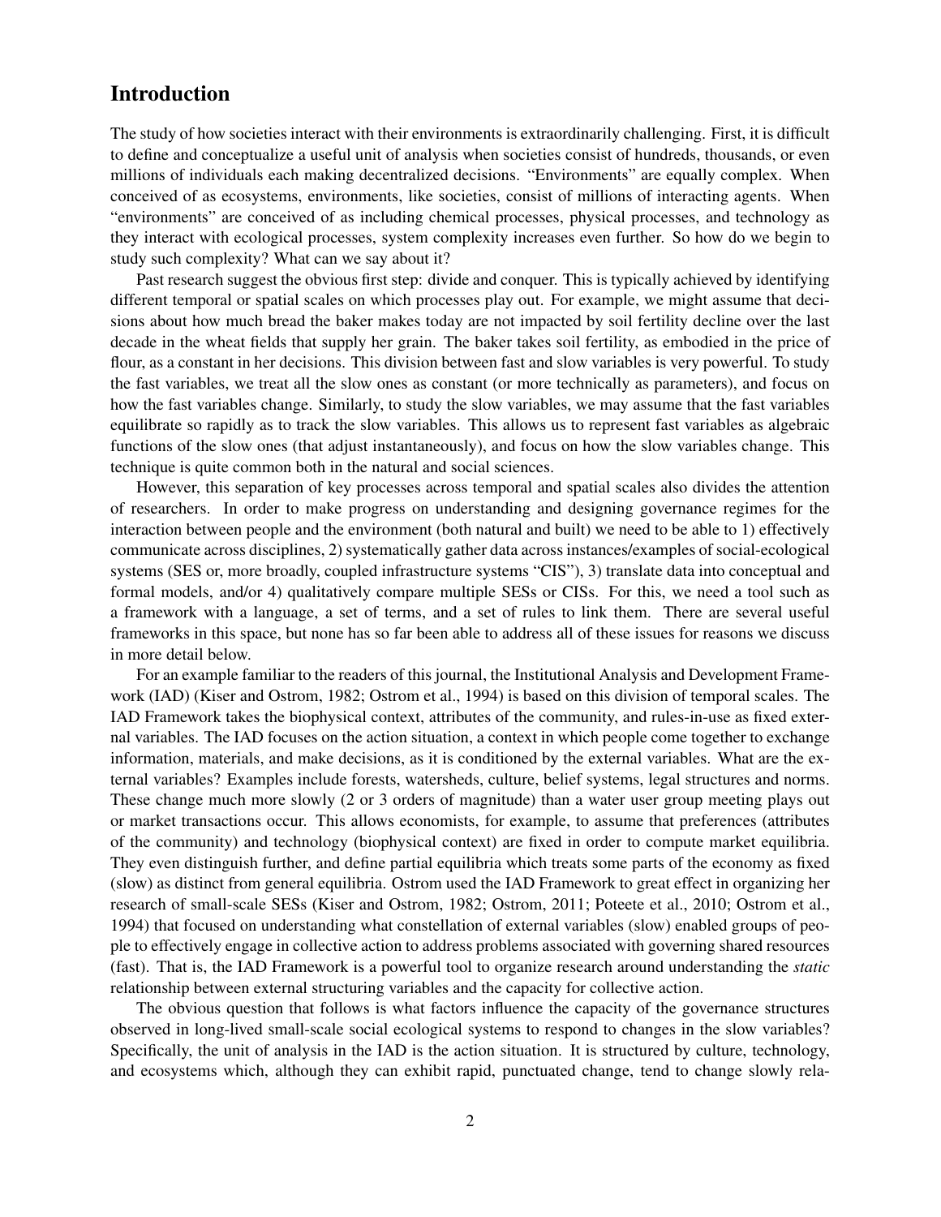## Introduction

The study of how societies interact with their environments is extraordinarily challenging. First, it is difficult to define and conceptualize a useful unit of analysis when societies consist of hundreds, thousands, or even millions of individuals each making decentralized decisions. "Environments" are equally complex. When conceived of as ecosystems, environments, like societies, consist of millions of interacting agents. When "environments" are conceived of as including chemical processes, physical processes, and technology as they interact with ecological processes, system complexity increases even further. So how do we begin to study such complexity? What can we say about it?

Past research suggest the obvious first step: divide and conquer. This is typically achieved by identifying different temporal or spatial scales on which processes play out. For example, we might assume that decisions about how much bread the baker makes today are not impacted by soil fertility decline over the last decade in the wheat fields that supply her grain. The baker takes soil fertility, as embodied in the price of flour, as a constant in her decisions. This division between fast and slow variables is very powerful. To study the fast variables, we treat all the slow ones as constant (or more technically as parameters), and focus on how the fast variables change. Similarly, to study the slow variables, we may assume that the fast variables equilibrate so rapidly as to track the slow variables. This allows us to represent fast variables as algebraic functions of the slow ones (that adjust instantaneously), and focus on how the slow variables change. This technique is quite common both in the natural and social sciences.

However, this separation of key processes across temporal and spatial scales also divides the attention of researchers. In order to make progress on understanding and designing governance regimes for the interaction between people and the environment (both natural and built) we need to be able to 1) effectively communicate across disciplines, 2) systematically gather data across instances/examples of social-ecological systems (SES or, more broadly, coupled infrastructure systems "CIS"), 3) translate data into conceptual and formal models, and/or 4) qualitatively compare multiple SESs or CISs. For this, we need a tool such as a framework with a language, a set of terms, and a set of rules to link them. There are several useful frameworks in this space, but none has so far been able to address all of these issues for reasons we discuss in more detail below.

For an example familiar to the readers of this journal, the Institutional Analysis and Development Framework (IAD) (Kiser and Ostrom, 1982; Ostrom et al., 1994) is based on this division of temporal scales. The IAD Framework takes the biophysical context, attributes of the community, and rules-in-use as fixed external variables. The IAD focuses on the action situation, a context in which people come together to exchange information, materials, and make decisions, as it is conditioned by the external variables. What are the external variables? Examples include forests, watersheds, culture, belief systems, legal structures and norms. These change much more slowly (2 or 3 orders of magnitude) than a water user group meeting plays out or market transactions occur. This allows economists, for example, to assume that preferences (attributes of the community) and technology (biophysical context) are fixed in order to compute market equilibria. They even distinguish further, and define partial equilibria which treats some parts of the economy as fixed (slow) as distinct from general equilibria. Ostrom used the IAD Framework to great effect in organizing her research of small-scale SESs (Kiser and Ostrom, 1982; Ostrom, 2011; Poteete et al., 2010; Ostrom et al., 1994) that focused on understanding what constellation of external variables (slow) enabled groups of people to effectively engage in collective action to address problems associated with governing shared resources (fast). That is, the IAD Framework is a powerful tool to organize research around understanding the *static* relationship between external structuring variables and the capacity for collective action.

The obvious question that follows is what factors influence the capacity of the governance structures observed in long-lived small-scale social ecological systems to respond to changes in the slow variables? Specifically, the unit of analysis in the IAD is the action situation. It is structured by culture, technology, and ecosystems which, although they can exhibit rapid, punctuated change, tend to change slowly rela-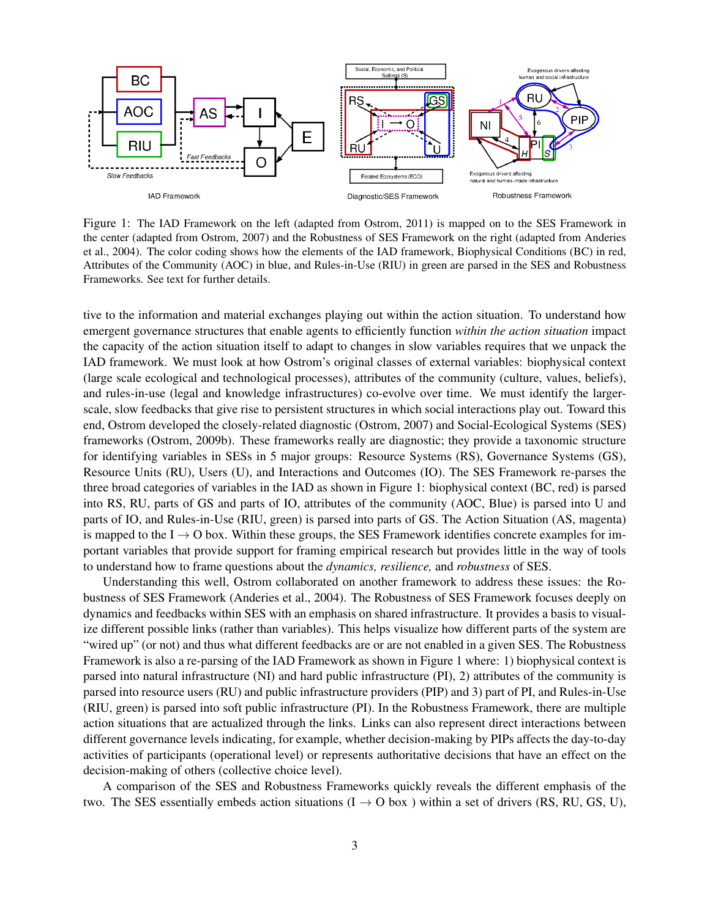Figure 1: The IAD Framework on the left (adapted from Ostrom, 2011) is mapped on to the SES Framework in the center (adapted from Ostrom, 2007) and the Robustness of SES Framework on the right (adapted from Anderies et al., 2004). The color coding shows how the elements of the IAD framework, Biophysical Conditions (BC) in red, Attributes of the Community (AOC) in blue, and Rules-in-Use (RIU) in green are parsed in the SES and Robustness Frameworks. See text for further details.

tive to the information and material exchanges playing out within the action situation. To understand how emergent governance structures that enable agents to efficiently function *within the action situation* impact the capacity of the action situation itself to adapt to changes in slow variables requires that we unpack the IAD framework. We must look at how Ostrom's original classes of external variables: biophysical context (large scale ecological and technological processes), attributes of the community (culture, values, beliefs), and rules-in-use (legal and knowledge infrastructures) co-evolve over time. We must identify the larger-scale, slow feedbacks that give rise to persistent structures in which social interactions play out. Toward this end, Ostrom developed the closely-related diagnostic (Ostrom, 2007) and Social-Ecological Systems (SES) frameworks (Ostrom, 2009b). These frameworks really are diagnostic; they provide a taxonomic structure for identifying variables in SESs in 5 major groups: Resource Systems (RS), Governance Systems (GS), Resource Units (RU), Users (U), and Interactions and Outcomes (IO). The SES Framework re-parses the three broad categories of variables in the IAD as shown in Figure 1: biophysical context (BC, red) is parsed into RS, RU, parts of GS and parts of IO, attributes of the community (AOC, Blue) is parsed into U and parts of IO, and Rules-in-Use (RIU, green) is parsed into parts of GS. The Action Situation (AS, magenta) is mapped to the I $\rightarrow$ O box. Within these groups, the SES Framework identifies concrete examples for important variables that provide support for framing empirical research but provides little in the way of tools to understand how to frame questions about the *dynamics, resilience,* and *robustness* of SES.

Understanding this well, Ostrom collaborated on another framework to address these issues: the Robustness of SES Framework (Anderies et al., 2004). The Robustness of SES Framework focuses deeply on dynamics and feedbacks within SES with an emphasis on shared infrastructure. It provides a basis to visualize different possible links (rather than variables). This helps visualize how different parts of the system are "wired up" (or not) and thus what different feedbacks are or are not enabled in a given SES. The Robustness Framework is also a re-parsing of the IAD Framework as shown in Figure 1 where: 1) biophysical context is parsed into natural infrastructure (NI) and hard public infrastructure (PI), 2) attributes of the community is parsed into resource users (RU) and public infrastructure providers (PIP) and 3) part of PI, and Rules-in-Use (RIU, green) is parsed into soft public infrastructure (PI). In the Robustness Framework, there are multiple action situations that are actualized through the links. Links can also represent direct interactions between different governance levels indicating, for example, whether decision-making by PIPs affects the day-to-day activities of participants (operational level) or represents authoritative decisions that have an effect on the decision-making of others (collective choice level).

A comparison of the SES and Robustness Frameworks quickly reveals the different emphasis of the two. The SES essentially embeds action situations (I $\rightarrow$ O box ) within a set of drivers (RS, RU, GS, U),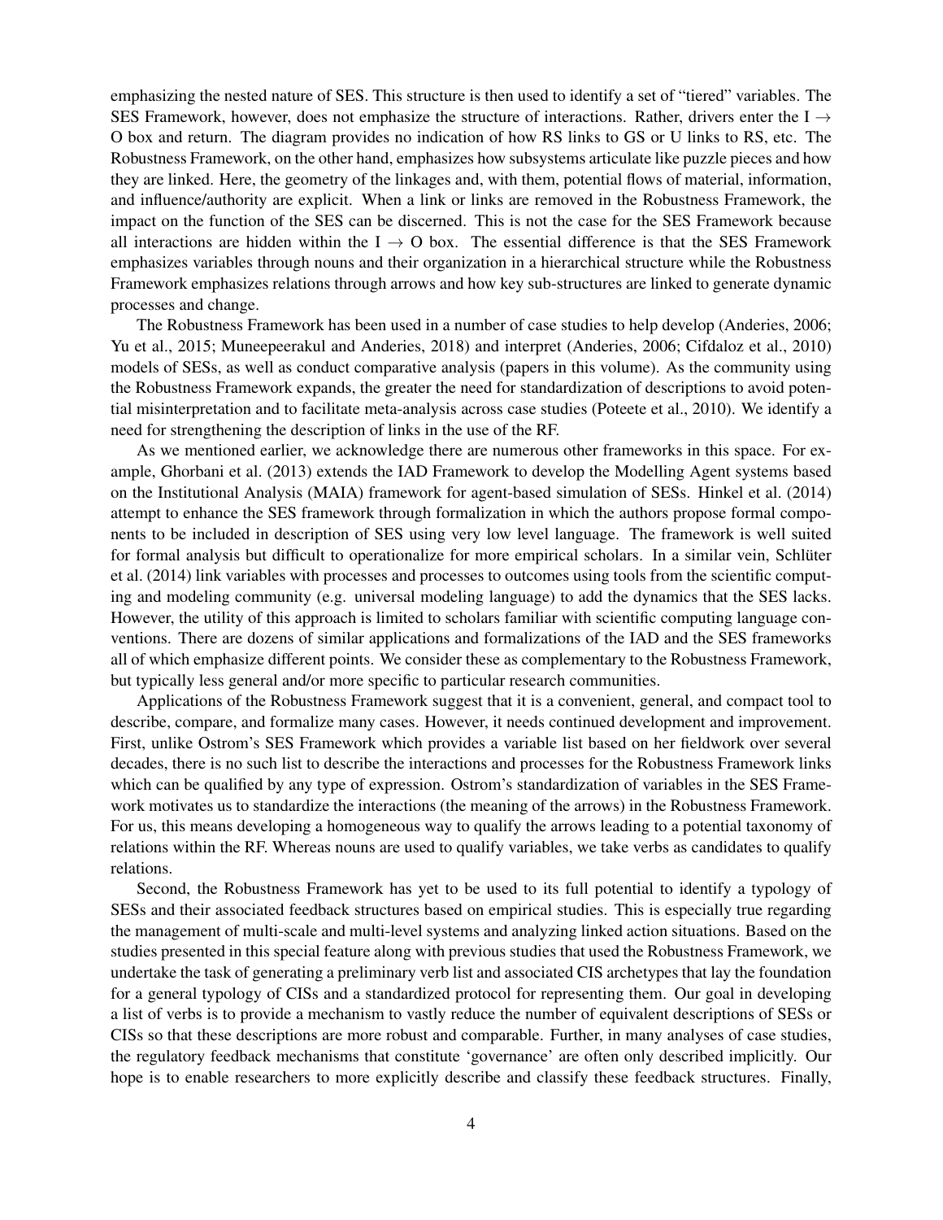emphasizing the nested nature of SES. This structure is then used to identify a set of "tiered" variables. The SES Framework, however, does not emphasize the structure of interactions. Rather, drivers enter the I $\rightarrow$ O box and return. The diagram provides no indication of how RS links to GS or U links to RS, etc. The Robustness Framework, on the other hand, emphasizes how subsystems articulate like puzzle pieces and how they are linked. Here, the geometry of the linkages and, with them, potential flows of material, information, and influence/authority are explicit. When a link or links are removed in the Robustness Framework, the impact on the function of the SES can be discerned. This is not the case for the SES Framework because all interactions are hidden within the I $\rightarrow$ O box. The essential difference is that the SES Framework emphasizes variables through nouns and their organization in a hierarchical structure while the Robustness Framework emphasizes relations through arrows and how key sub-structures are linked to generate dynamic processes and change.

The Robustness Framework has been used in a number of case studies to help develop (Anderies, 2006; Yu et al., 2015; Muneepeerakul and Anderies, 2018) and interpret (Anderies, 2006; Cifdaloz et al., 2010) models of SESs, as well as conduct comparative analysis (papers in this volume). As the community using the Robustness Framework expands, the greater the need for standardization of descriptions to avoid potential misinterpretation and to facilitate meta-analysis across case studies (Poteete et al., 2010). We identify a need for strengthening the description of links in the use of the RF.

As we mentioned earlier, we acknowledge there are numerous other frameworks in this space. For example, Ghorbani et al. (2013) extends the IAD Framework to develop the Modelling Agent systems based on the Institutional Analysis (MAIA) framework for agent-based simulation of SESs. Hinkel et al. (2014) attempt to enhance the SES framework through formalization in which the authors propose formal components to be included in description of SES using very low level language. The framework is well suited for formal analysis but difficult to operationalize for more empirical scholars. In a similar vein, Schlüter et al. (2014) link variables with processes and processes to outcomes using tools from the scientific computing and modeling community (e.g. universal modeling language) to add the dynamics that the SES lacks. However, the utility of this approach is limited to scholars familiar with scientific computing language conventions. There are dozens of similar applications and formalizations of the IAD and the SES frameworks all of which emphasize different points. We consider these as complementary to the Robustness Framework, but typically less general and/or more specific to particular research communities.

Applications of the Robustness Framework suggest that it is a convenient, general, and compact tool to describe, compare, and formalize many cases. However, it needs continued development and improvement. First, unlike Ostrom's SES Framework which provides a variable list based on her fieldwork over several decades, there is no such list to describe the interactions and processes for the Robustness Framework links which can be qualified by any type of expression. Ostrom's standardization of variables in the SES Framework motivates us to standardize the interactions (the meaning of the arrows) in the Robustness Framework. For us, this means developing a homogeneous way to qualify the arrows leading to a potential taxonomy of relations within the RF. Whereas nouns are used to qualify variables, we take verbs as candidates to qualify relations.

Second, the Robustness Framework has yet to be used to its full potential to identify a typology of SESs and their associated feedback structures based on empirical studies. This is especially true regarding the management of multi-scale and multi-level systems and analyzing linked action situations. Based on the studies presented in this special feature along with previous studies that used the Robustness Framework, we undertake the task of generating a preliminary verb list and associated CIS archetypes that lay the foundation for a general typology of CISs and a standardized protocol for representing them. Our goal in developing a list of verbs is to provide a mechanism to vastly reduce the number of equivalent descriptions of SESs or CISs so that these descriptions are more robust and comparable. Further, in many analyses of case studies, the regulatory feedback mechanisms that constitute 'governance' are often only described implicitly. Our hope is to enable researchers to more explicitly describe and classify these feedback structures. Finally,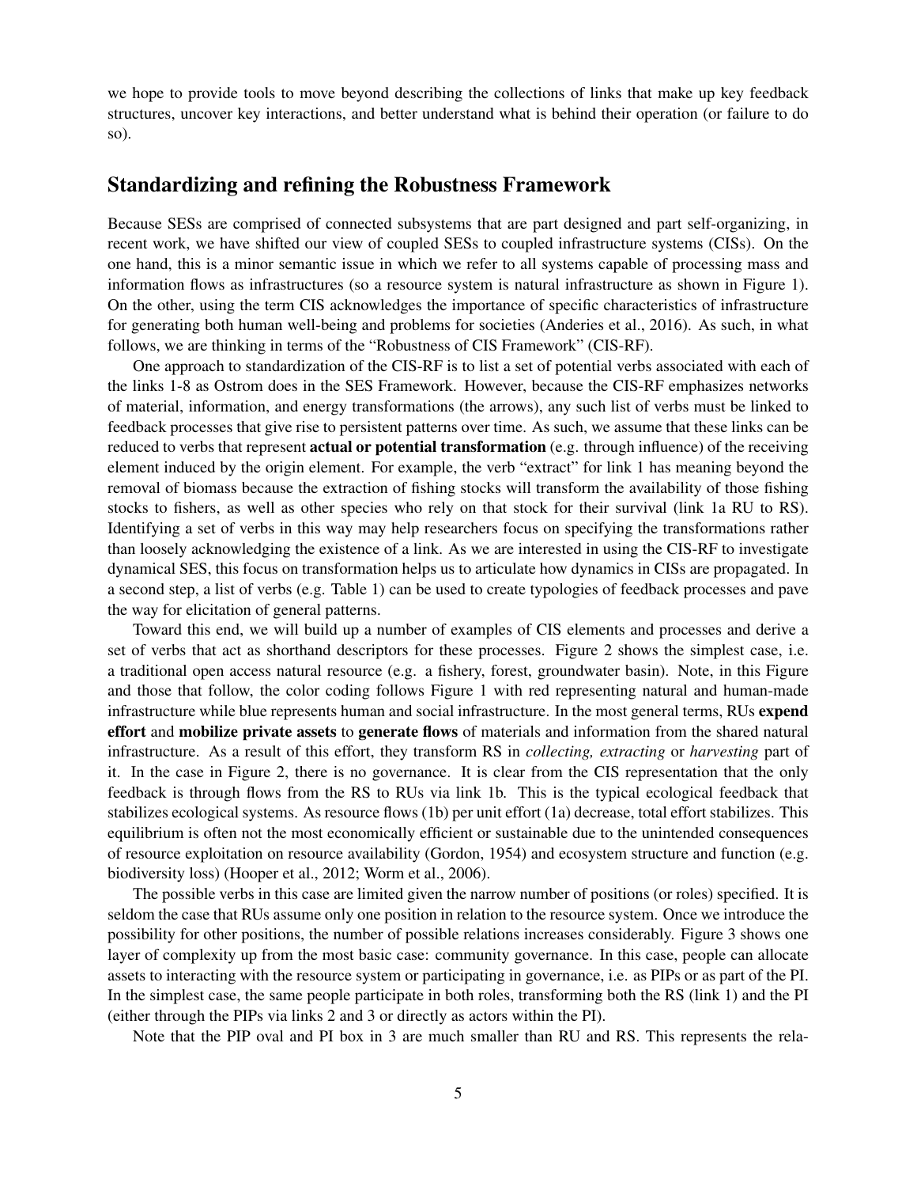we hope to provide tools to move beyond describing the collections of links that make up key feedback structures, uncover key interactions, and better understand what is behind their operation (or failure to do so).

## Standardizing and refining the Robustness Framework

Because SESs are comprised of connected subsystems that are part designed and part self-organizing, in recent work, we have shifted our view of coupled SESs to coupled infrastructure systems (CISs). On the one hand, this is a minor semantic issue in which we refer to all systems capable of processing mass and information flows as infrastructures (so a resource system is natural infrastructure as shown in Figure 1). On the other, using the term CIS acknowledges the importance of specific characteristics of infrastructure for generating both human well-being and problems for societies (Anderies et al., 2016). As such, in what follows, we are thinking in terms of the "Robustness of CIS Framework" (CIS-RF).

One approach to standardization of the CIS-RF is to list a set of potential verbs associated with each of the links 1-8 as Ostrom does in the SES Framework. However, because the CIS-RF emphasizes networks of material, information, and energy transformations (the arrows), any such list of verbs must be linked to feedback processes that give rise to persistent patterns over time. As such, we assume that these links can be reduced to verbs that represent **actual or potential transformation** (e.g. through influence) of the receiving element induced by the origin element. For example, the verb "extract" for link 1 has meaning beyond the removal of biomass because the extraction of fishing stocks will transform the availability of those fishing stocks to fishers, as well as other species who rely on that stock for their survival (link 1a RU to RS). Identifying a set of verbs in this way may help researchers focus on specifying the transformations rather than loosely acknowledging the existence of a link. As we are interested in using the CIS-RF to investigate dynamical SES, this focus on transformation helps us to articulate how dynamics in CISs are propagated. In a second step, a list of verbs (e.g. Table 1) can be used to create typologies of feedback processes and pave the way for elicitation of general patterns.

Toward this end, we will build up a number of examples of CIS elements and processes and derive a set of verbs that act as shorthand descriptors for these processes. Figure 2 shows the simplest case, i.e. a traditional open access natural resource (e.g. a fishery, forest, groundwater basin). Note, in this Figure and those that follow, the color coding follows Figure 1 with red representing natural and human-made infrastructure while blue represents human and social infrastructure. In the most general terms, RUs **expend effort** and **mobilize private assets** to **generate flows** of materials and information from the shared natural infrastructure. As a result of this effort, they transform RS in *collecting, extracting* or *harvesting* part of it. In the case in Figure 2, there is no governance. It is clear from the CIS representation that the only feedback is through flows from the RS to RUs via link 1b. This is the typical ecological feedback that stabilizes ecological systems. As resource flows (1b) per unit effort (1a) decrease, total effort stabilizes. This equilibrium is often not the most economically efficient or sustainable due to the unintended consequences of resource exploitation on resource availability (Gordon, 1954) and ecosystem structure and function (e.g. biodiversity loss) (Hooper et al., 2012; Worm et al., 2006).

The possible verbs in this case are limited given the narrow number of positions (or roles) specified. It is seldom the case that RUs assume only one position in relation to the resource system. Once we introduce the possibility for other positions, the number of possible relations increases considerably. Figure 3 shows one layer of complexity up from the most basic case: community governance. In this case, people can allocate assets to interacting with the resource system or participating in governance, i.e. as PIPs or as part of the PI. In the simplest case, the same people participate in both roles, transforming both the RS (link 1) and the PI (either through the PIPs via links 2 and 3 or directly as actors within the PI).

Note that the PIP oval and PI box in 3 are much smaller than RU and RS. This represents the rela-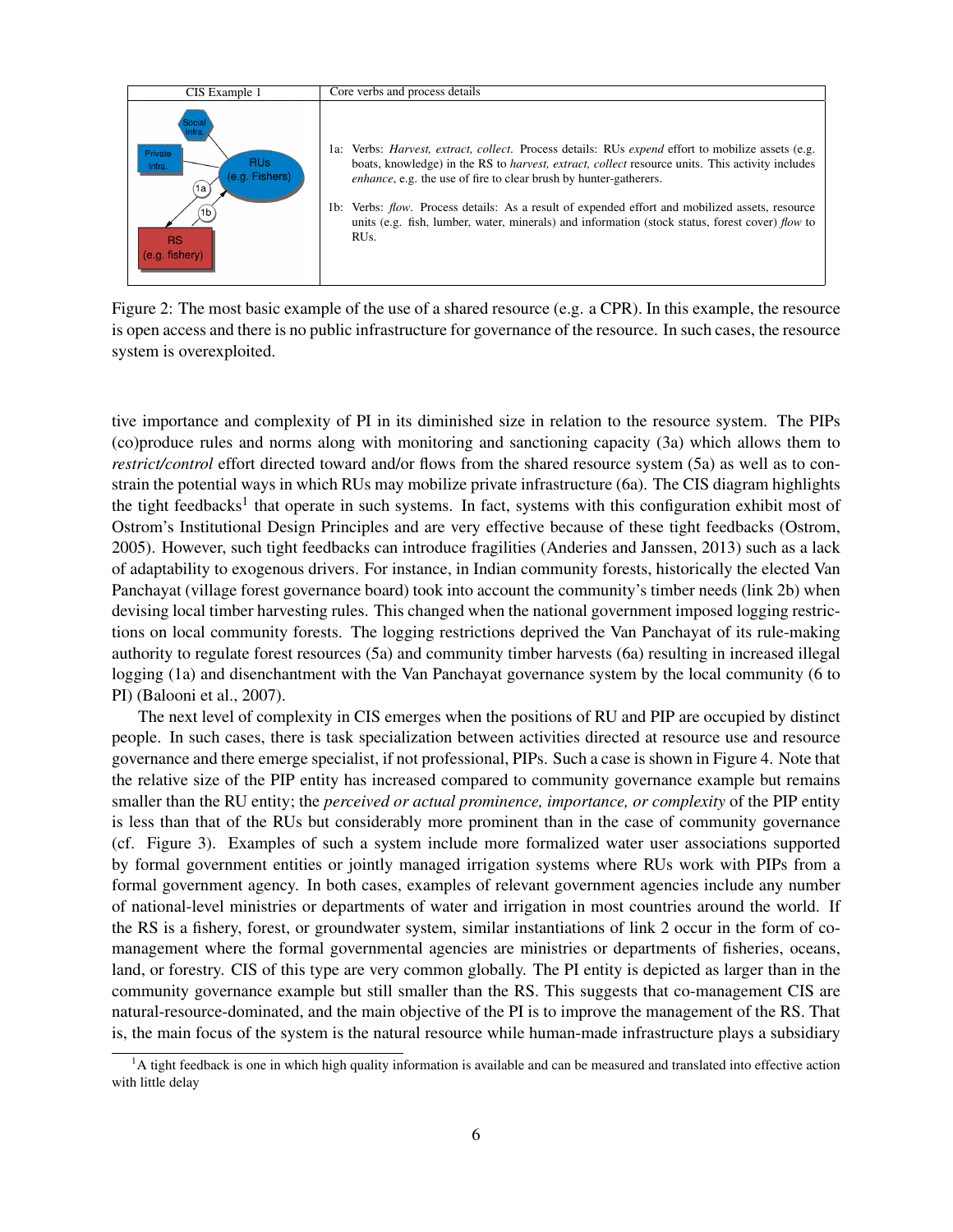| CIS Example 1 | Core verbs and process details |
|---|---|
| Social Infra.; Private Infra.; RUs (e.g. Fishers); RS (e.g. fishery); 1a; 1b | 1a: Verbs: *Harvest, extract, collect*. Process details: RUs *expend* effort to mobilize assets (e.g. boats, knowledge) in the RS to *harvest, extract, collect* resource units. This activity includes *enhance*, e.g. the use of fire to clear brush by hunter-gatherers.<br><br>1b: Verbs: *flow*. Process details: As a result of expended effort and mobilized assets, resource units (e.g. fish, lumber, water, minerals) and information (stock status, forest cover) *flow* to RUs. |

Figure 2: The most basic example of the use of a shared resource (e.g. a CPR). In this example, the resource is open access and there is no public infrastructure for governance of the resource. In such cases, the resource system is overexploited.

tive importance and complexity of PI in its diminished size in relation to the resource system. The PIPs (co)produce rules and norms along with monitoring and sanctioning capacity (3a) which allows them to *restrict/control* effort directed toward and/or flows from the shared resource system (5a) as well as to constrain the potential ways in which RUs may mobilize private infrastructure (6a). The CIS diagram highlights the tight feedbacks[1] that operate in such systems. In fact, systems with this configuration exhibit most of Ostrom's Institutional Design Principles and are very effective because of these tight feedbacks (Ostrom, 2005). However, such tight feedbacks can introduce fragilities (Anderies and Janssen, 2013) such as a lack of adaptability to exogenous drivers. For instance, in Indian community forests, historically the elected Van Panchayat (village forest governance board) took into account the community's timber needs (link 2b) when devising local timber harvesting rules. This changed when the national government imposed logging restrictions on local community forests. The logging restrictions deprived the Van Panchayat of its rule-making authority to regulate forest resources (5a) and community timber harvests (6a) resulting in increased illegal logging (1a) and disenchantment with the Van Panchayat governance system by the local community (6 to PI) (Balooni et al., 2007).

The next level of complexity in CIS emerges when the positions of RU and PIP are occupied by distinct people. In such cases, there is task specialization between activities directed at resource use and resource governance and there emerge specialist, if not professional, PIPs. Such a case is shown in Figure 4. Note that the relative size of the PIP entity has increased compared to community governance example but remains smaller than the RU entity; the *perceived or actual prominence, importance, or complexity* of the PIP entity is less than that of the RUs but considerably more prominent than in the case of community governance (cf. Figure 3). Examples of such a system include more formalized water user associations supported by formal government entities or jointly managed irrigation systems where RUs work with PIPs from a formal government agency. In both cases, examples of relevant government agencies include any number of national-level ministries or departments of water and irrigation in most countries around the world. If the RS is a fishery, forest, or groundwater system, similar instantiations of link 2 occur in the form of co-management where the formal governmental agencies are ministries or departments of fisheries, oceans, land, or forestry. CIS of this type are very common globally. The PI entity is depicted as larger than in the community governance example but still smaller than the RS. This suggests that co-management CIS are natural-resource-dominated, and the main objective of the PI is to improve the management of the RS. That is, the main focus of the system is the natural resource while human-made infrastructure plays a subsidiary

[1] A tight feedback is one in which high quality information is available and can be measured and translated into effective action with little delay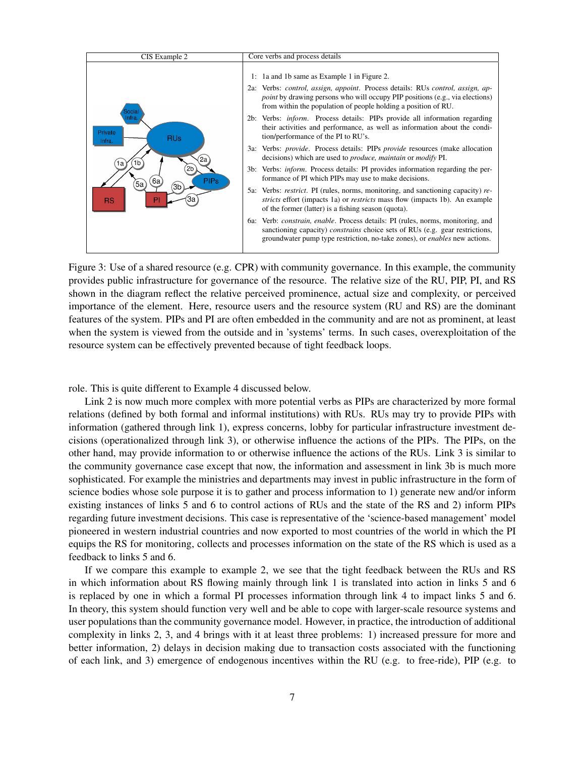| CIS Example 2 | Core verbs and process details |
|---|---|
| Social Infra., Private Infra., RUs, PIPs, RS, PI, 1a, 1b, 2a, 2b, 3a, 3b, 5a, 6a | 1: 1a and 1b same as Example 1 in Figure 2.<br>2a: Verbs: *control, assign, appoint*. Process details: RUs *control, assign, appoint* by drawing persons who will occupy PIP positions (e.g., via elections) from within the population of people holding a position of RU.<br>2b: Verbs: *inform*. Process details: PIPs provide all information regarding their activities and performance, as well as information about the condition/performance of the PI to RU's.<br>3a: Verbs: *provide*. Process details: PIPs *provide* resources (make allocation decisions) which are used to *produce, maintain* or *modify* PI.<br>3b: Verbs: *inform*. Process details: PI provides information regarding the performance of PI which PIPs may use to make decisions.<br>5a: Verbs: *restrict*. PI (rules, norms, monitoring, and sanctioning capacity) *restricts* effort (impacts 1a) or *restricts* mass flow (impacts 1b). An example of the former (latter) is a fishing season (quota).<br>6a: Verb: *constrain, enable*. Process details: PI (rules, norms, monitoring, and sanctioning capacity) *constrains* choice sets of RUs (e.g. gear restrictions, groundwater pump type restriction, no-take zones), or *enables* new actions. |

Figure 3: Use of a shared resource (e.g. CPR) with community governance. In this example, the community provides public infrastructure for governance of the resource. The relative size of the RU, PIP, PI, and RS shown in the diagram reflect the relative perceived prominence, actual size and complexity, or perceived importance of the element. Here, resource users and the resource system (RU and RS) are the dominant features of the system. PIPs and PI are often embedded in the community and are not as prominent, at least when the system is viewed from the outside and in 'systems' terms. In such cases, overexploitation of the resource system can be effectively prevented because of tight feedback loops.

role. This is quite different to Example 4 discussed below.

Link 2 is now much more complex with more potential verbs as PIPs are characterized by more formal relations (defined by both formal and informal institutions) with RUs. RUs may try to provide PIPs with information (gathered through link 1), express concerns, lobby for particular infrastructure investment decisions (operationalized through link 3), or otherwise influence the actions of the PIPs. The PIPs, on the other hand, may provide information to or otherwise influence the actions of the RUs. Link 3 is similar to the community governance case except that now, the information and assessment in link 3b is much more sophisticated. For example the ministries and departments may invest in public infrastructure in the form of science bodies whose sole purpose it is to gather and process information to 1) generate new and/or inform existing instances of links 5 and 6 to control actions of RUs and the state of the RS and 2) inform PIPs regarding future investment decisions. This case is representative of the 'science-based management' model pioneered in western industrial countries and now exported to most countries of the world in which the PI equips the RS for monitoring, collects and processes information on the state of the RS which is used as a feedback to links 5 and 6.

If we compare this example to example 2, we see that the tight feedback between the RUs and RS in which information about RS flowing mainly through link 1 is translated into action in links 5 and 6 is replaced by one in which a formal PI processes information through link 4 to impact links 5 and 6. In theory, this system should function very well and be able to cope with larger-scale resource systems and user populations than the community governance model. However, in practice, the introduction of additional complexity in links 2, 3, and 4 brings with it at least three problems: 1) increased pressure for more and better information, 2) delays in decision making due to transaction costs associated with the functioning of each link, and 3) emergence of endogenous incentives within the RU (e.g. to free-ride), PIP (e.g. to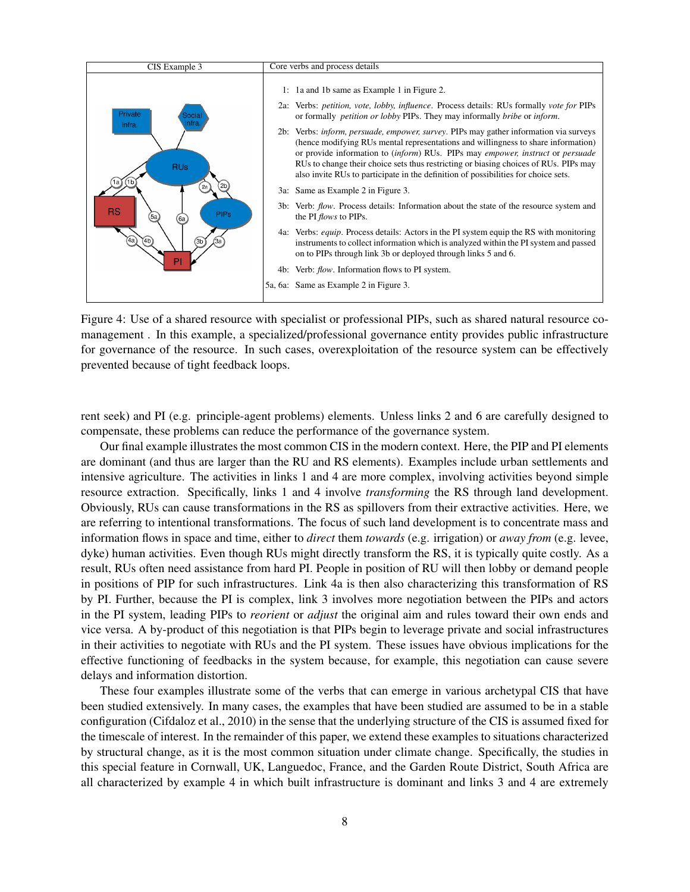| CIS Example 3 | Core verbs and process details |
|---|---|
| | 1: 1a and 1b same as Example 1 in Figure 2.<br>2a: Verbs: *petition, vote, lobby, influence*. Process details: RUs formally *vote for* PIPs or formally *petition or lobby* PIPs. They may informally *bribe* or *inform*.<br>2b: Verbs: *inform, persuade, empower, survey*. PIPs may gather information via surveys (hence modifying RUs mental representations and willingness to share information) or provide information to (*inform*) RUs. PIPs may *empower, instruct* or *persuade* RUs to change their choice sets thus restricting or biasing choices of RUs. PIPs may also invite RUs to participate in the definition of possibilities for choice sets.<br>3a: Same as Example 2 in Figure 3.<br>3b: Verb: *flow*. Process details: Information about the state of the resource system and the PI *flows* to PIPs.<br>4a: Verbs: *equip*. Process details: Actors in the PI system equip the RS with monitoring instruments to collect information which is analyzed within the PI system and passed on to PIPs through link 3b or deployed through links 5 and 6.<br>4b: Verb: *flow*. Information flows to PI system.<br>5a, 6a: Same as Example 2 in Figure 3. |

Figure 4: Use of a shared resource with specialist or professional PIPs, such as shared natural resource co-management . In this example, a specialized/professional governance entity provides public infrastructure for governance of the resource. In such cases, overexploitation of the resource system can be effectively prevented because of tight feedback loops.

rent seek) and PI (e.g. principle-agent problems) elements. Unless links 2 and 6 are carefully designed to compensate, these problems can reduce the performance of the governance system.

Our final example illustrates the most common CIS in the modern context. Here, the PIP and PI elements are dominant (and thus are larger than the RU and RS elements). Examples include urban settlements and intensive agriculture. The activities in links 1 and 4 are more complex, involving activities beyond simple resource extraction. Specifically, links 1 and 4 involve *transforming* the RS through land development. Obviously, RUs can cause transformations in the RS as spillovers from their extractive activities. Here, we are referring to intentional transformations. The focus of such land development is to concentrate mass and information flows in space and time, either to *direct* them *towards* (e.g. irrigation) or *away from* (e.g. levee, dyke) human activities. Even though RUs might directly transform the RS, it is typically quite costly. As a result, RUs often need assistance from hard PI. People in position of RU will then lobby or demand people in positions of PIP for such infrastructures. Link 4a is then also characterizing this transformation of RS by PI. Further, because the PI is complex, link 3 involves more negotiation between the PIPs and actors in the PI system, leading PIPs to *reorient* or *adjust* the original aim and rules toward their own ends and vice versa. A by-product of this negotiation is that PIPs begin to leverage private and social infrastructures in their activities to negotiate with RUs and the PI system. These issues have obvious implications for the effective functioning of feedbacks in the system because, for example, this negotiation can cause severe delays and information distortion.

These four examples illustrate some of the verbs that can emerge in various archetypal CIS that have been studied extensively. In many cases, the examples that have been studied are assumed to be in a stable configuration (Cifdaloz et al., 2010) in the sense that the underlying structure of the CIS is assumed fixed for the timescale of interest. In the remainder of this paper, we extend these examples to situations characterized by structural change, as it is the most common situation under climate change. Specifically, the studies in this special feature in Cornwall, UK, Languedoc, France, and the Garden Route District, South Africa are all characterized by example 4 in which built infrastructure is dominant and links 3 and 4 are extremely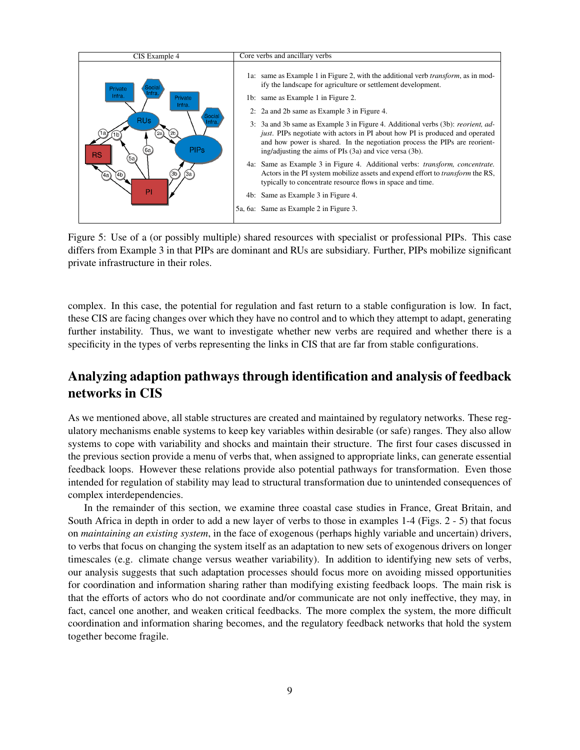| CIS Example 4 | Core verbs and ancillary verbs |
|---|---|
| | 1a: same as Example 1 in Figure 2, with the additional verb *transform*, as in modify the landscape for agriculture or settlement development.<br>1b: same as Example 1 in Figure 2.<br>2: 2a and 2b same as Example 3 in Figure 4.<br>3: 3a and 3b same as Example 3 in Figure 4. Additional verbs (3b): *reorient, adjust*. PIPs negotiate with actors in PI about how PI is produced and operated and how power is shared. In the negotiation process the PIPs are reorienting/adjusting the aims of PIs (3a) and vice versa (3b).<br>4a: Same as Example 3 in Figure 4. Additional verbs: *transform, concentrate.* Actors in the PI system mobilize assets and expend effort to *transform* the RS, typically to concentrate resource flows in space and time.<br>4b: Same as Example 3 in Figure 4.<br>5a, 6a: Same as Example 2 in Figure 3. |

Figure 5: Use of a (or possibly multiple) shared resources with specialist or professional PIPs. This case differs from Example 3 in that PIPs are dominant and RUs are subsidiary. Further, PIPs mobilize significant private infrastructure in their roles.

complex. In this case, the potential for regulation and fast return to a stable configuration is low. In fact, these CIS are facing changes over which they have no control and to which they attempt to adapt, generating further instability. Thus, we want to investigate whether new verbs are required and whether there is a specificity in the types of verbs representing the links in CIS that are far from stable configurations.

## Analyzing adaption pathways through identification and analysis of feedback networks in CIS

As we mentioned above, all stable structures are created and maintained by regulatory networks. These regulatory mechanisms enable systems to keep key variables within desirable (or safe) ranges. They also allow systems to cope with variability and shocks and maintain their structure. The first four cases discussed in the previous section provide a menu of verbs that, when assigned to appropriate links, can generate essential feedback loops. However these relations provide also potential pathways for transformation. Even those intended for regulation of stability may lead to structural transformation due to unintended consequences of complex interdependencies.

In the remainder of this section, we examine three coastal case studies in France, Great Britain, and South Africa in depth in order to add a new layer of verbs to those in examples 1-4 (Figs. 2 - 5) that focus on *maintaining an existing system*, in the face of exogenous (perhaps highly variable and uncertain) drivers, to verbs that focus on changing the system itself as an adaptation to new sets of exogenous drivers on longer timescales (e.g. climate change versus weather variability). In addition to identifying new sets of verbs, our analysis suggests that such adaptation processes should focus more on avoiding missed opportunities for coordination and information sharing rather than modifying existing feedback loops. The main risk is that the efforts of actors who do not coordinate and/or communicate are not only ineffective, they may, in fact, cancel one another, and weaken critical feedbacks. The more complex the system, the more difficult coordination and information sharing becomes, and the regulatory feedback networks that hold the system together become fragile.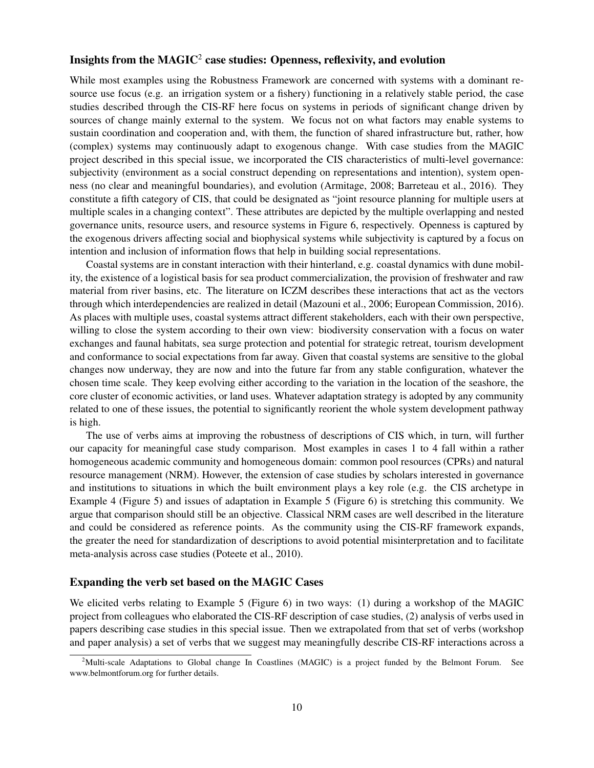## Insights from the MAGIC[2] case studies: Openness, reflexivity, and evolution

While most examples using the Robustness Framework are concerned with systems with a dominant resource use focus (e.g. an irrigation system or a fishery) functioning in a relatively stable period, the case studies described through the CIS-RF here focus on systems in periods of significant change driven by sources of change mainly external to the system. We focus not on what factors may enable systems to sustain coordination and cooperation and, with them, the function of shared infrastructure but, rather, how (complex) systems may continuously adapt to exogenous change. With case studies from the MAGIC project described in this special issue, we incorporated the CIS characteristics of multi-level governance: subjectivity (environment as a social construct depending on representations and intention), system openness (no clear and meaningful boundaries), and evolution (Armitage, 2008; Barreteau et al., 2016). They constitute a fifth category of CIS, that could be designated as "joint resource planning for multiple users at multiple scales in a changing context". These attributes are depicted by the multiple overlapping and nested governance units, resource users, and resource systems in Figure 6, respectively. Openness is captured by the exogenous drivers affecting social and biophysical systems while subjectivity is captured by a focus on intention and inclusion of information flows that help in building social representations.

Coastal systems are in constant interaction with their hinterland, e.g. coastal dynamics with dune mobility, the existence of a logistical basis for sea product commercialization, the provision of freshwater and raw material from river basins, etc. The literature on ICZM describes these interactions that act as the vectors through which interdependencies are realized in detail (Mazouni et al., 2006; European Commission, 2016). As places with multiple uses, coastal systems attract different stakeholders, each with their own perspective, willing to close the system according to their own view: biodiversity conservation with a focus on water exchanges and faunal habitats, sea surge protection and potential for strategic retreat, tourism development and conformance to social expectations from far away. Given that coastal systems are sensitive to the global changes now underway, they are now and into the future far from any stable configuration, whatever the chosen time scale. They keep evolving either according to the variation in the location of the seashore, the core cluster of economic activities, or land uses. Whatever adaptation strategy is adopted by any community related to one of these issues, the potential to significantly reorient the whole system development pathway is high.

The use of verbs aims at improving the robustness of descriptions of CIS which, in turn, will further our capacity for meaningful case study comparison. Most examples in cases 1 to 4 fall within a rather homogeneous academic community and homogeneous domain: common pool resources (CPRs) and natural resource management (NRM). However, the extension of case studies by scholars interested in governance and institutions to situations in which the built environment plays a key role (e.g. the CIS archetype in Example 4 (Figure 5) and issues of adaptation in Example 5 (Figure 6) is stretching this community. We argue that comparison should still be an objective. Classical NRM cases are well described in the literature and could be considered as reference points. As the community using the CIS-RF framework expands, the greater the need for standardization of descriptions to avoid potential misinterpretation and to facilitate meta-analysis across case studies (Poteete et al., 2010).

## Expanding the verb set based on the MAGIC Cases

We elicited verbs relating to Example 5 (Figure 6) in two ways: (1) during a workshop of the MAGIC project from colleagues who elaborated the CIS-RF description of case studies, (2) analysis of verbs used in papers describing case studies in this special issue. Then we extrapolated from that set of verbs (workshop and paper analysis) a set of verbs that we suggest may meaningfully describe CIS-RF interactions across a

[2]Multi-scale Adaptations to Global change In Coastlines (MAGIC) is a project funded by the Belmont Forum. See www.belmontforum.org for further details.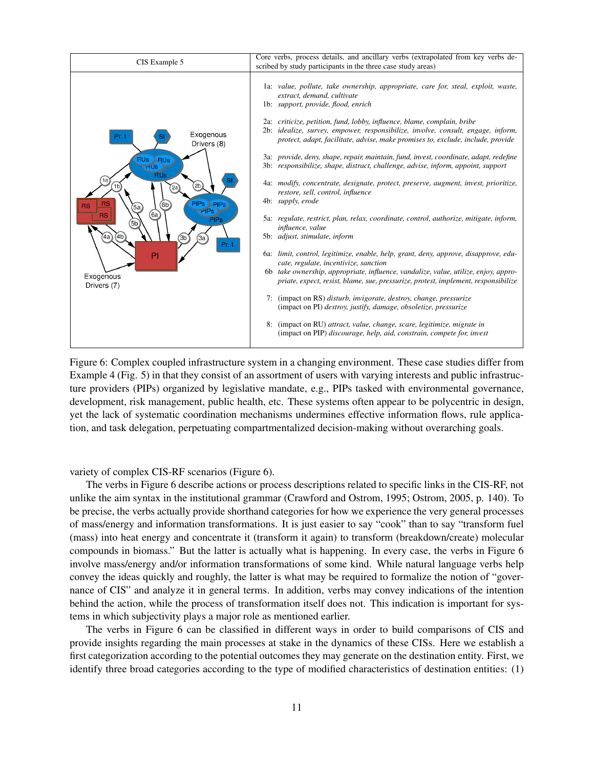| CIS Example 5 | Core verbs, process details, and ancillary verbs (extrapolated from key verbs described by study participants in the three case study areas) |
|---|---|
| | 1a: *value, pollute, take ownership, appropriate, care for, steal, exploit, waste, extract, demand, cultivate*<br>1b: *support, provide, flood, enrich*<br><br>2a: *criticize, petition, fund, lobby, influence, blame, complain, bribe*<br>2b: *idealize, survey, empower, responsibilize, involve, consult, engage, inform, protect, adapt, facilitate, advise, make promises to, exclude, include, provide*<br><br>3a: *provide, deny, shape, repair, maintain, fund, invest, coordinate, adapt, redefine*<br>3b: *responsibilize, shape, distract, challenge, advise, inform, appoint, support*<br><br>4a: *modify, concentrate, designate, protect, preserve, augment, invest, prioritize, restore, sell, control, influence*<br>4b: *supply, erode*<br><br>5a: *regulate, restrict, plan, relax, coordinate, control, authorize, mitigate, inform, influence, value*<br>5b: *adjust, stimulate, inform*<br><br>6a: *limit, control, legitimize, enable, help, grant, deny, approve, disapprove, educate, regulate, incentivize, sanction*<br>6b *take ownership, appropriate, influence, vandalize, value, utilize, enjoy, appropriate, expect, resist, blame, sue, pressurize, protest, implement, responsibilize*<br><br>7: (impact on RS) *disturb, invigorate, destroy, change, pressurize*<br>(impact on PI) *destroy, justify, damage, obsoletize, pressurize*<br><br>8: (impact on RU) *attract, value, change, scare, legitimize, migrate in*<br>(impact on PIP) *discourage, help, aid, constrain, compete for, invest* |

Figure 6: Complex coupled infrastructure system in a changing environment. These case studies differ from Example 4 (Fig. 5) in that they consist of an assortment of users with varying interests and public infrastructure providers (PIPs) organized by legislative mandate, e.g., PIPs tasked with environmental governance, development, risk management, public health, etc. These systems often appear to be polycentric in design, yet the lack of systematic coordination mechanisms undermines effective information flows, rule application, and task delegation, perpetuating compartmentalized decision-making without overarching goals.

variety of complex CIS-RF scenarios (Figure 6).

The verbs in Figure 6 describe actions or process descriptions related to specific links in the CIS-RF, not unlike the aim syntax in the institutional grammar (Crawford and Ostrom, 1995; Ostrom, 2005, p. 140). To be precise, the verbs actually provide shorthand categories for how we experience the very general processes of mass/energy and information transformations. It is just easier to say "cook" than to say "transform fuel (mass) into heat energy and concentrate it (transform it again) to transform (breakdown/create) molecular compounds in biomass." But the latter is actually what is happening. In every case, the verbs in Figure 6 involve mass/energy and/or information transformations of some kind. While natural language verbs help convey the ideas quickly and roughly, the latter is what may be required to formalize the notion of "governance of CIS" and analyze it in general terms. In addition, verbs may convey indications of the intention behind the action, while the process of transformation itself does not. This indication is important for systems in which subjectivity plays a major role as mentioned earlier.

The verbs in Figure 6 can be classified in different ways in order to build comparisons of CIS and provide insights regarding the main processes at stake in the dynamics of these CISs. Here we establish a first categorization according to the potential outcomes they may generate on the destination entity. First, we identify three broad categories according to the type of modified characteristics of destination entities: (1)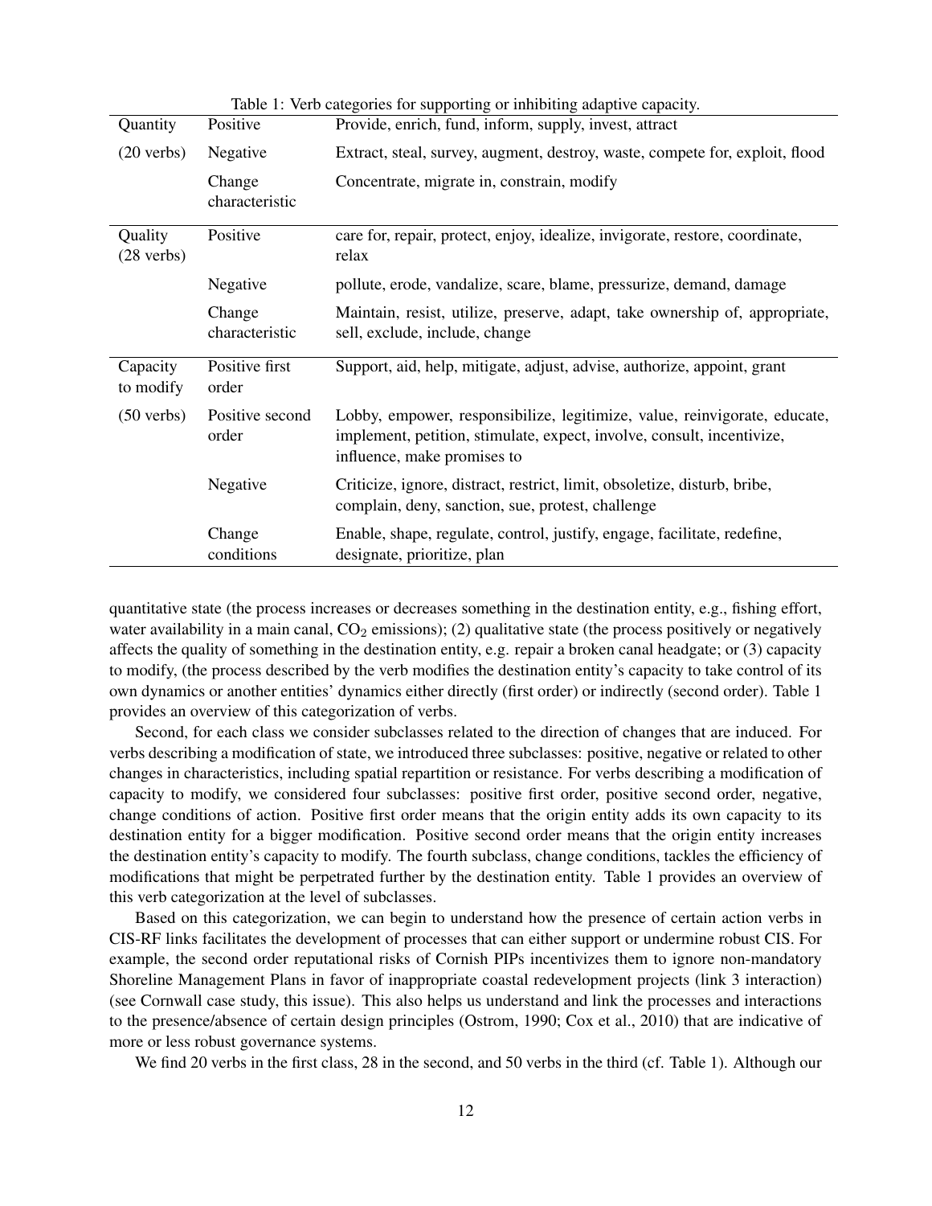Table 1: Verb categories for supporting or inhibiting adaptive capacity.

| | | |
|---|---|---|
| Quantity | Positive | Provide, enrich, fund, inform, supply, invest, attract |
| (20 verbs) | Negative | Extract, steal, survey, augment, destroy, waste, compete for, exploit, flood |
| | Change characteristic | Concentrate, migrate in, constrain, modify |
| Quality (28 verbs) | Positive | care for, repair, protect, enjoy, idealize, invigorate, restore, coordinate, relax |
| | Negative | pollute, erode, vandalize, scare, blame, pressurize, demand, damage |
| | Change characteristic | Maintain, resist, utilize, preserve, adapt, take ownership of, appropriate, sell, exclude, include, change |
| Capacity to modify | Positive first order | Support, aid, help, mitigate, adjust, advise, authorize, appoint, grant |
| (50 verbs) | Positive second order | Lobby, empower, responsibilize, legitimize, value, reinvigorate, educate, implement, petition, stimulate, expect, involve, consult, incentivize, influence, make promises to |
| | Negative | Criticize, ignore, distract, restrict, limit, obsoletize, disturb, bribe, complain, deny, sanction, sue, protest, challenge |
| | Change conditions | Enable, shape, regulate, control, justify, engage, facilitate, redefine, designate, prioritize, plan |

quantitative state (the process increases or decreases something in the destination entity, e.g., fishing effort, water availability in a main canal, $CO_2$ emissions); (2) qualitative state (the process positively or negatively affects the quality of something in the destination entity, e.g. repair a broken canal headgate; or (3) capacity to modify, (the process described by the verb modifies the destination entity's capacity to take control of its own dynamics or another entities' dynamics either directly (first order) or indirectly (second order). Table 1 provides an overview of this categorization of verbs.

Second, for each class we consider subclasses related to the direction of changes that are induced. For verbs describing a modification of state, we introduced three subclasses: positive, negative or related to other changes in characteristics, including spatial repartition or resistance. For verbs describing a modification of capacity to modify, we considered four subclasses: positive first order, positive second order, negative, change conditions of action. Positive first order means that the origin entity adds its own capacity to its destination entity for a bigger modification. Positive second order means that the origin entity increases the destination entity's capacity to modify. The fourth subclass, change conditions, tackles the efficiency of modifications that might be perpetrated further by the destination entity. Table 1 provides an overview of this verb categorization at the level of subclasses.

Based on this categorization, we can begin to understand how the presence of certain action verbs in CIS-RF links facilitates the development of processes that can either support or undermine robust CIS. For example, the second order reputational risks of Cornish PIPs incentivizes them to ignore non-mandatory Shoreline Management Plans in favor of inappropriate coastal redevelopment projects (link 3 interaction) (see Cornwall case study, this issue). This also helps us understand and link the processes and interactions to the presence/absence of certain design principles (Ostrom, 1990; Cox et al., 2010) that are indicative of more or less robust governance systems.

We find 20 verbs in the first class, 28 in the second, and 50 verbs in the third (cf. Table 1). Although our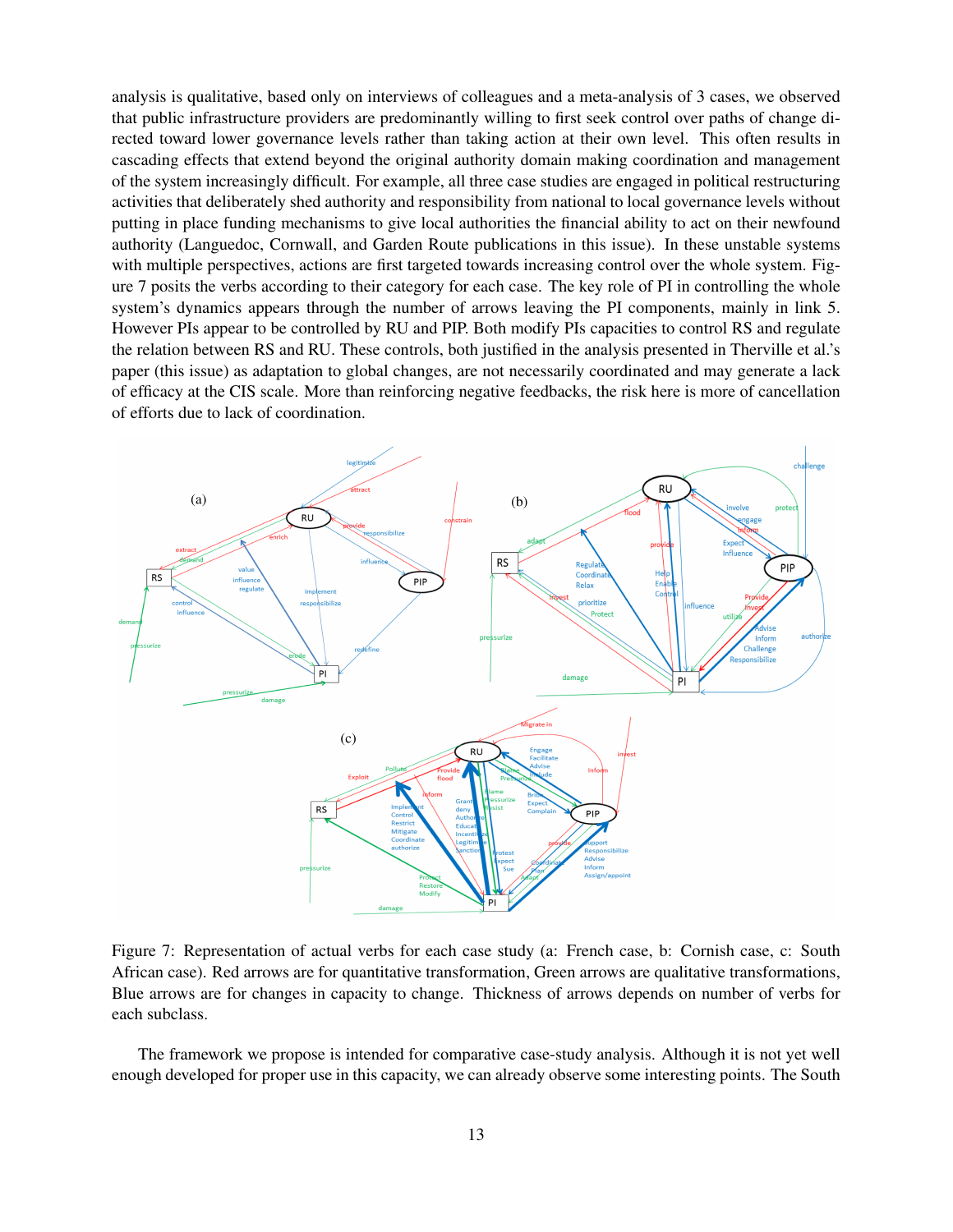analysis is qualitative, based only on interviews of colleagues and a meta-analysis of 3 cases, we observed that public infrastructure providers are predominantly willing to first seek control over paths of change directed toward lower governance levels rather than taking action at their own level. This often results in cascading effects that extend beyond the original authority domain making coordination and management of the system increasingly difficult. For example, all three case studies are engaged in political restructuring activities that deliberately shed authority and responsibility from national to local governance levels without putting in place funding mechanisms to give local authorities the financial ability to act on their newfound authority (Languedoc, Cornwall, and Garden Route publications in this issue). In these unstable systems with multiple perspectives, actions are first targeted towards increasing control over the whole system. Figure 7 posits the verbs according to their category for each case. The key role of PI in controlling the whole system's dynamics appears through the number of arrows leaving the PI components, mainly in link 5. However PIs appear to be controlled by RU and PIP. Both modify PIs capacities to control RS and regulate the relation between RS and RU. These controls, both justified in the analysis presented in Therville et al.'s paper (this issue) as adaptation to global changes, are not necessarily coordinated and may generate a lack of efficacy at the CIS scale. More than reinforcing negative feedbacks, the risk here is more of cancellation of efforts due to lack of coordination.

Figure 7: Representation of actual verbs for each case study (a: French case, b: Cornish case, c: South African case). Red arrows are for quantitative transformation, Green arrows are qualitative transformations, Blue arrows are for changes in capacity to change. Thickness of arrows depends on number of verbs for each subclass.

The framework we propose is intended for comparative case-study analysis. Although it is not yet well enough developed for proper use in this capacity, we can already observe some interesting points. The South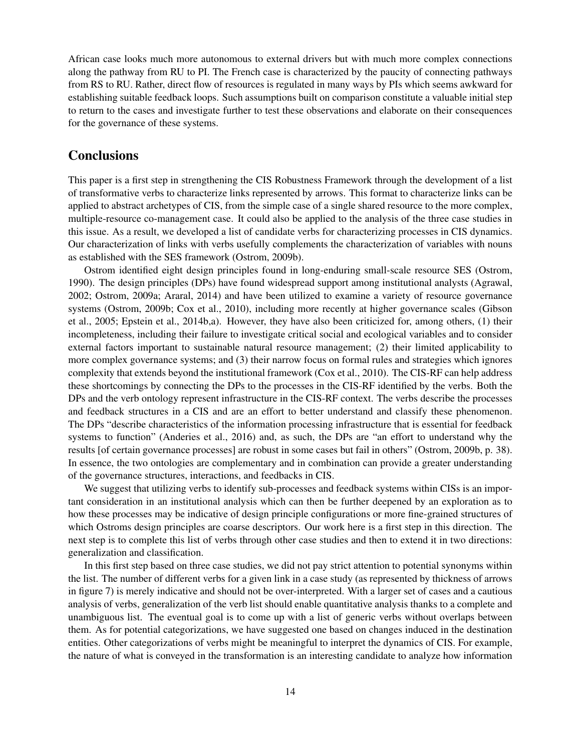African case looks much more autonomous to external drivers but with much more complex connections along the pathway from RU to PI. The French case is characterized by the paucity of connecting pathways from RS to RU. Rather, direct flow of resources is regulated in many ways by PIs which seems awkward for establishing suitable feedback loops. Such assumptions built on comparison constitute a valuable initial step to return to the cases and investigate further to test these observations and elaborate on their consequences for the governance of these systems.

# Conclusions

This paper is a first step in strengthening the CIS Robustness Framework through the development of a list of transformative verbs to characterize links represented by arrows. This format to characterize links can be applied to abstract archetypes of CIS, from the simple case of a single shared resource to the more complex, multiple-resource co-management case. It could also be applied to the analysis of the three case studies in this issue. As a result, we developed a list of candidate verbs for characterizing processes in CIS dynamics. Our characterization of links with verbs usefully complements the characterization of variables with nouns as established with the SES framework (Ostrom, 2009b).

Ostrom identified eight design principles found in long-enduring small-scale resource SES (Ostrom, 1990). The design principles (DPs) have found widespread support among institutional analysts (Agrawal, 2002; Ostrom, 2009a; Araral, 2014) and have been utilized to examine a variety of resource governance systems (Ostrom, 2009b; Cox et al., 2010), including more recently at higher governance scales (Gibson et al., 2005; Epstein et al., 2014b,a). However, they have also been criticized for, among others, (1) their incompleteness, including their failure to investigate critical social and ecological variables and to consider external factors important to sustainable natural resource management; (2) their limited applicability to more complex governance systems; and (3) their narrow focus on formal rules and strategies which ignores complexity that extends beyond the institutional framework (Cox et al., 2010). The CIS-RF can help address these shortcomings by connecting the DPs to the processes in the CIS-RF identified by the verbs. Both the DPs and the verb ontology represent infrastructure in the CIS-RF context. The verbs describe the processes and feedback structures in a CIS and are an effort to better understand and classify these phenomenon. The DPs "describe characteristics of the information processing infrastructure that is essential for feedback systems to function" (Anderies et al., 2016) and, as such, the DPs are "an effort to understand why the results [of certain governance processes] are robust in some cases but fail in others" (Ostrom, 2009b, p. 38). In essence, the two ontologies are complementary and in combination can provide a greater understanding of the governance structures, interactions, and feedbacks in CIS.

We suggest that utilizing verbs to identify sub-processes and feedback systems within CISs is an important consideration in an institutional analysis which can then be further deepened by an exploration as to how these processes may be indicative of design principle configurations or more fine-grained structures of which Ostroms design principles are coarse descriptors. Our work here is a first step in this direction. The next step is to complete this list of verbs through other case studies and then to extend it in two directions: generalization and classification.

In this first step based on three case studies, we did not pay strict attention to potential synonyms within the list. The number of different verbs for a given link in a case study (as represented by thickness of arrows in figure 7) is merely indicative and should not be over-interpreted. With a larger set of cases and a cautious analysis of verbs, generalization of the verb list should enable quantitative analysis thanks to a complete and unambiguous list. The eventual goal is to come up with a list of generic verbs without overlaps between them. As for potential categorizations, we have suggested one based on changes induced in the destination entities. Other categorizations of verbs might be meaningful to interpret the dynamics of CIS. For example, the nature of what is conveyed in the transformation is an interesting candidate to analyze how information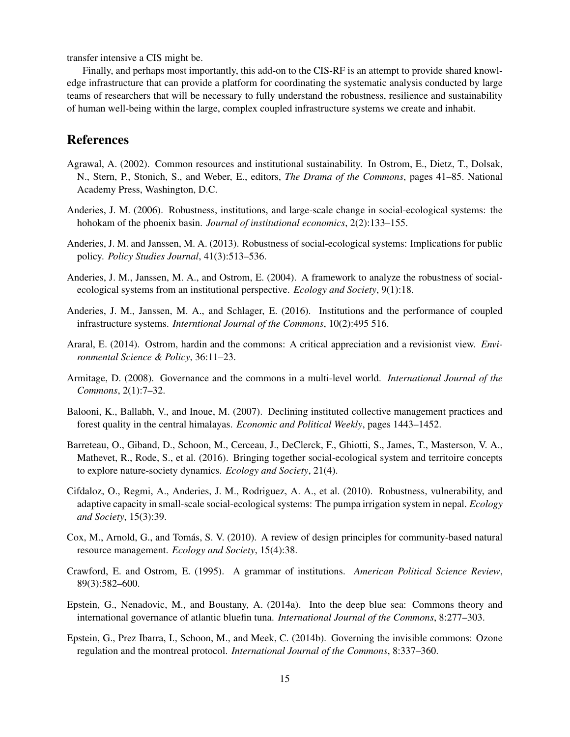transfer intensive a CIS might be.

Finally, and perhaps most importantly, this add-on to the CIS-RF is an attempt to provide shared knowledge infrastructure that can provide a platform for coordinating the systematic analysis conducted by large teams of researchers that will be necessary to fully understand the robustness, resilience and sustainability of human well-being within the large, complex coupled infrastructure systems we create and inhabit.

## References

Agrawal, A. (2002). Common resources and institutional sustainability. In Ostrom, E., Dietz, T., Dolsak, N., Stern, P., Stonich, S., and Weber, E., editors, *The Drama of the Commons*, pages 41–85. National Academy Press, Washington, D.C.

Anderies, J. M. (2006). Robustness, institutions, and large-scale change in social-ecological systems: the hohokam of the phoenix basin. *Journal of institutional economics*, 2(2):133–155.

Anderies, J. M. and Janssen, M. A. (2013). Robustness of social-ecological systems: Implications for public policy. *Policy Studies Journal*, 41(3):513–536.

Anderies, J. M., Janssen, M. A., and Ostrom, E. (2004). A framework to analyze the robustness of social-ecological systems from an institutional perspective. *Ecology and Society*, 9(1):18.

Anderies, J. M., Janssen, M. A., and Schlager, E. (2016). Institutions and the performance of coupled infrastructure systems. *Interntional Journal of the Commons*, 10(2):495 516.

Araral, E. (2014). Ostrom, hardin and the commons: A critical appreciation and a revisionist view. *Environmental Science & Policy*, 36:11–23.

Armitage, D. (2008). Governance and the commons in a multi-level world. *International Journal of the Commons*, 2(1):7–32.

Balooni, K., Ballabh, V., and Inoue, M. (2007). Declining instituted collective management practices and forest quality in the central himalayas. *Economic and Political Weekly*, pages 1443–1452.

Barreteau, O., Giband, D., Schoon, M., Cerceau, J., DeClerck, F., Ghiotti, S., James, T., Masterson, V. A., Mathevet, R., Rode, S., et al. (2016). Bringing together social-ecological system and territoire concepts to explore nature-society dynamics. *Ecology and Society*, 21(4).

Cifdaloz, O., Regmi, A., Anderies, J. M., Rodriguez, A. A., et al. (2010). Robustness, vulnerability, and adaptive capacity in small-scale social-ecological systems: The pumpa irrigation system in nepal. *Ecology and Society*, 15(3):39.

Cox, M., Arnold, G., and Tomás, S. V. (2010). A review of design principles for community-based natural resource management. *Ecology and Society*, 15(4):38.

Crawford, E. and Ostrom, E. (1995). A grammar of institutions. *American Political Science Review*, 89(3):582–600.

Epstein, G., Nenadovic, M., and Boustany, A. (2014a). Into the deep blue sea: Commons theory and international governance of atlantic bluefin tuna. *International Journal of the Commons*, 8:277–303.

Epstein, G., Prez Ibarra, I., Schoon, M., and Meek, C. (2014b). Governing the invisible commons: Ozone regulation and the montreal protocol. *International Journal of the Commons*, 8:337–360.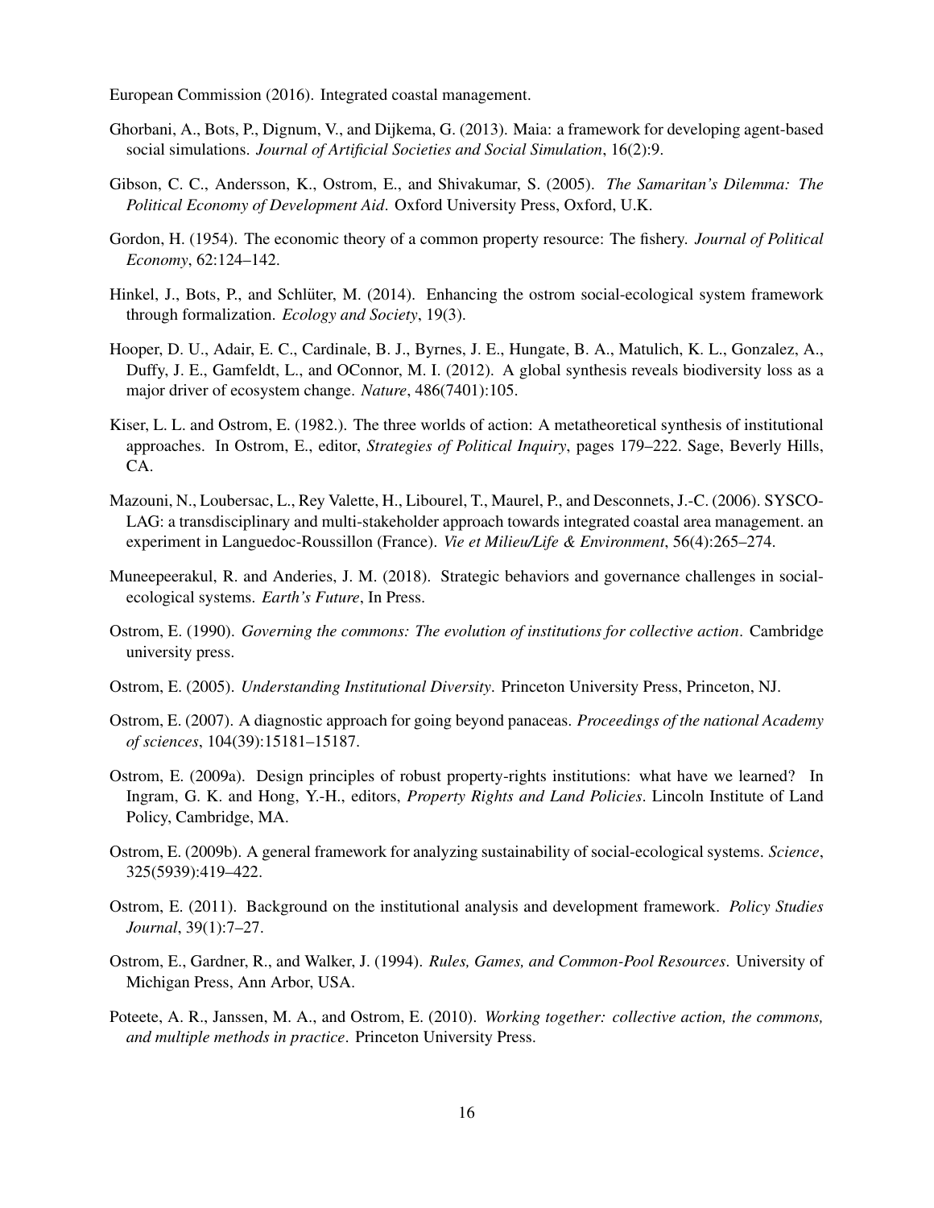European Commission (2016). Integrated coastal management.

Ghorbani, A., Bots, P., Dignum, V., and Dijkema, G. (2013). Maia: a framework for developing agent-based social simulations. *Journal of Artificial Societies and Social Simulation*, 16(2):9.

Gibson, C. C., Andersson, K., Ostrom, E., and Shivakumar, S. (2005). *The Samaritan's Dilemma: The Political Economy of Development Aid*. Oxford University Press, Oxford, U.K.

Gordon, H. (1954). The economic theory of a common property resource: The fishery. *Journal of Political Economy*, 62:124–142.

Hinkel, J., Bots, P., and Schlüter, M. (2014). Enhancing the ostrom social-ecological system framework through formalization. *Ecology and Society*, 19(3).

Hooper, D. U., Adair, E. C., Cardinale, B. J., Byrnes, J. E., Hungate, B. A., Matulich, K. L., Gonzalez, A., Duffy, J. E., Gamfeldt, L., and OConnor, M. I. (2012). A global synthesis reveals biodiversity loss as a major driver of ecosystem change. *Nature*, 486(7401):105.

Kiser, L. L. and Ostrom, E. (1982.). The three worlds of action: A metatheoretical synthesis of institutional approaches. In Ostrom, E., editor, *Strategies of Political Inquiry*, pages 179–222. Sage, Beverly Hills, CA.

Mazouni, N., Loubersac, L., Rey Valette, H., Libourel, T., Maurel, P., and Desconnets, J.-C. (2006). SYSCO-LAG: a transdisciplinary and multi-stakeholder approach towards integrated coastal area management. an experiment in Languedoc-Roussillon (France). *Vie et Milieu/Life & Environment*, 56(4):265–274.

Muneepeerakul, R. and Anderies, J. M. (2018). Strategic behaviors and governance challenges in social-ecological systems. *Earth's Future*, In Press.

Ostrom, E. (1990). *Governing the commons: The evolution of institutions for collective action*. Cambridge university press.

Ostrom, E. (2005). *Understanding Institutional Diversity*. Princeton University Press, Princeton, NJ.

Ostrom, E. (2007). A diagnostic approach for going beyond panaceas. *Proceedings of the national Academy of sciences*, 104(39):15181–15187.

Ostrom, E. (2009a). Design principles of robust property-rights institutions: what have we learned? In Ingram, G. K. and Hong, Y.-H., editors, *Property Rights and Land Policies*. Lincoln Institute of Land Policy, Cambridge, MA.

Ostrom, E. (2009b). A general framework for analyzing sustainability of social-ecological systems. *Science*, 325(5939):419–422.

Ostrom, E. (2011). Background on the institutional analysis and development framework. *Policy Studies Journal*, 39(1):7–27.

Ostrom, E., Gardner, R., and Walker, J. (1994). *Rules, Games, and Common-Pool Resources*. University of Michigan Press, Ann Arbor, USA.

Poteete, A. R., Janssen, M. A., and Ostrom, E. (2010). *Working together: collective action, the commons, and multiple methods in practice*. Princeton University Press.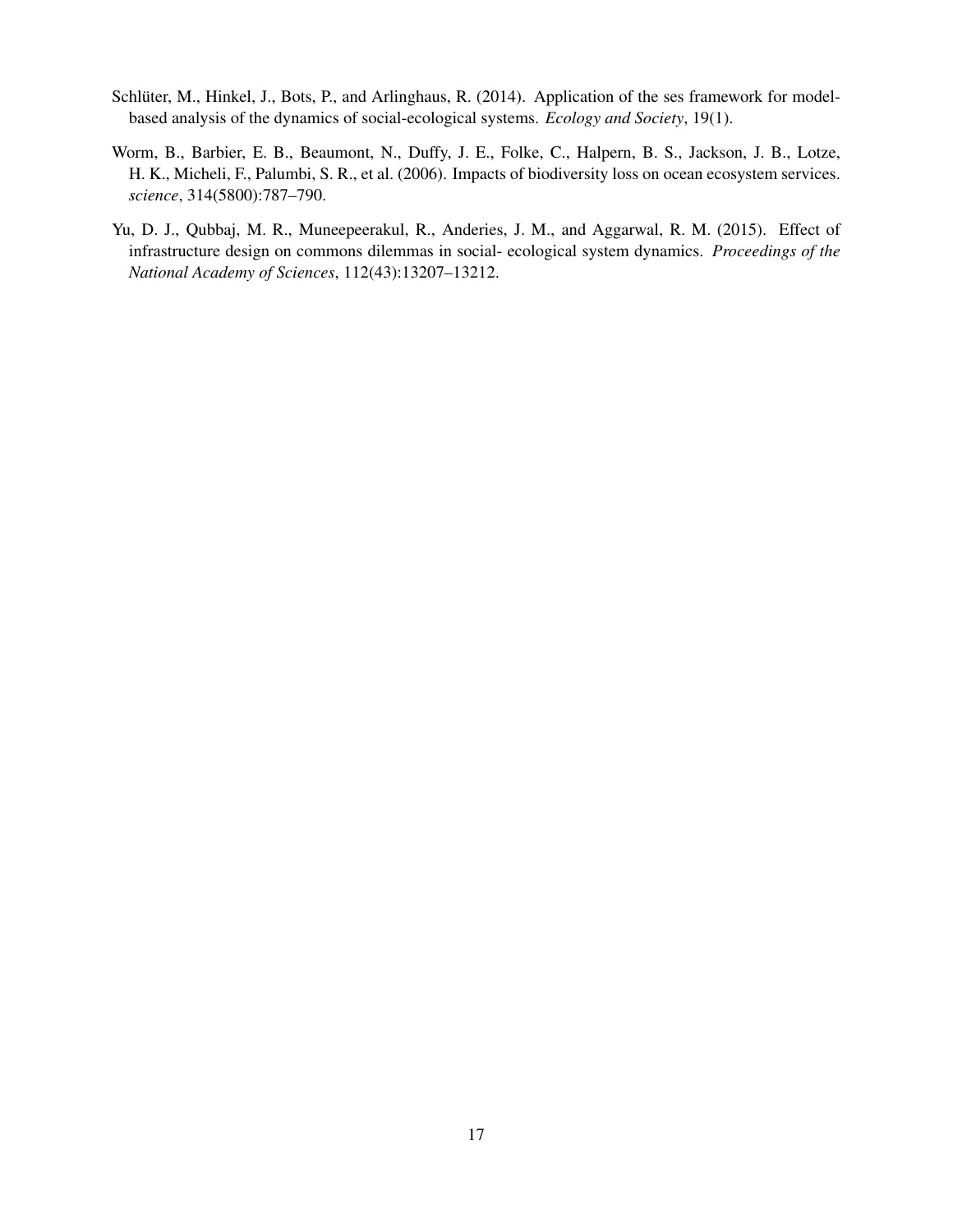Schlüter, M., Hinkel, J., Bots, P., and Arlinghaus, R. (2014). Application of the ses framework for model-based analysis of the dynamics of social-ecological systems. *Ecology and Society*, 19(1).

Worm, B., Barbier, E. B., Beaumont, N., Duffy, J. E., Folke, C., Halpern, B. S., Jackson, J. B., Lotze, H. K., Micheli, F., Palumbi, S. R., et al. (2006). Impacts of biodiversity loss on ocean ecosystem services. *science*, 314(5800):787–790.

Yu, D. J., Qubbaj, M. R., Muneepeerakul, R., Anderies, J. M., and Aggarwal, R. M. (2015). Effect of infrastructure design on commons dilemmas in social- ecological system dynamics. *Proceedings of the National Academy of Sciences*, 112(43):13207–13212.